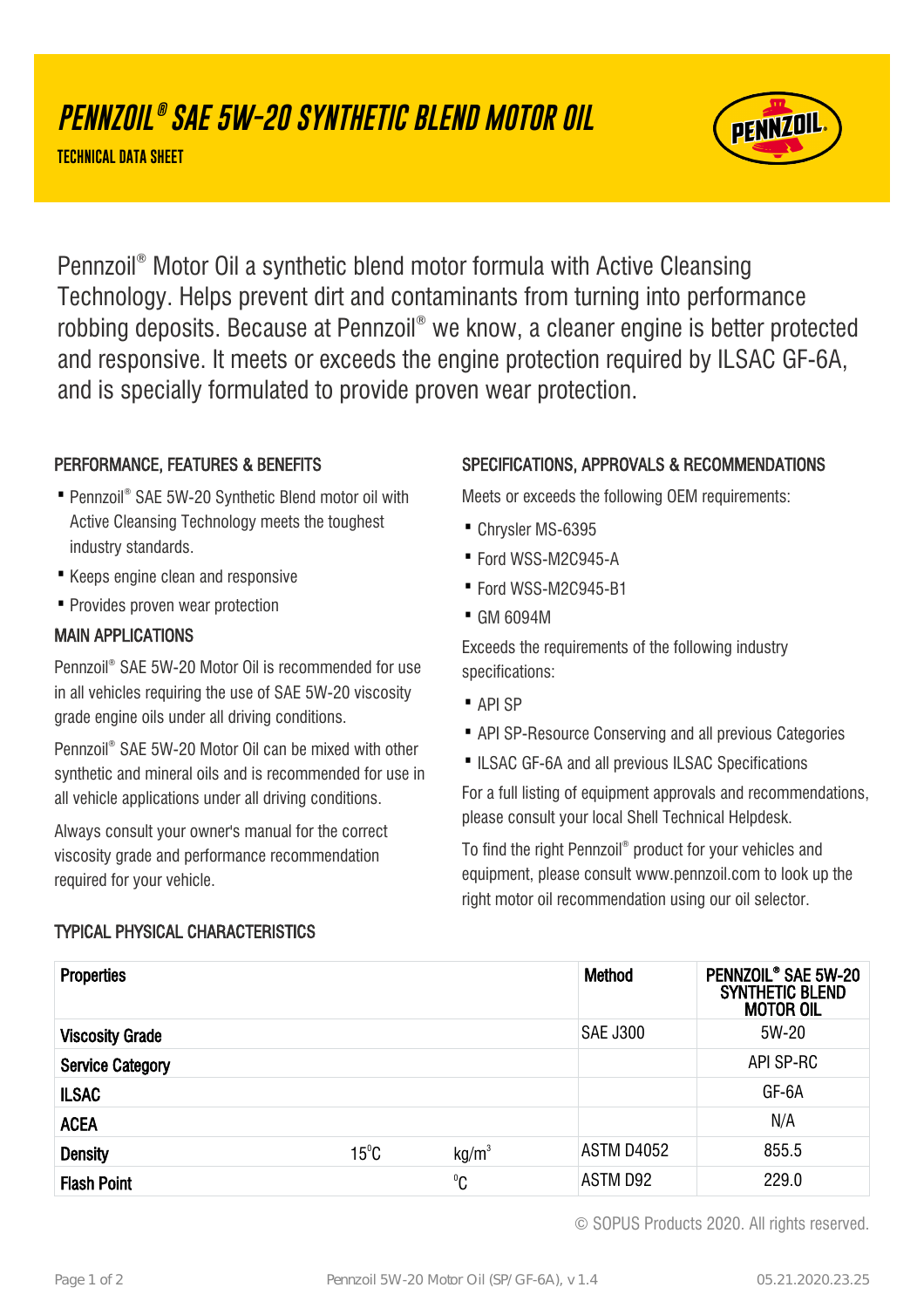# PENNZOIL® SAE 5W-20 SYNTHETIC BLEND MOTOR OIL

**TECHNICAL DATA SHEET**

Pennzoil® Motor Oil a synthetic blend motor formula with Active Cleansing Technology. Helps prevent dirt and contaminants from turning into performance robbing deposits. Because at Pennzoil® we know, a cleaner engine is better protected and responsive. It meets or exceeds the engine protection required by ILSAC GF-6A, and is specially formulated to provide proven wear protection.

## PERFORMANCE, FEATURES & BENEFITS

- Pennzoil® SAE 5W-20 Synthetic Blend motor oil with Active Cleansing Technology meets the toughest industry standards.
- Keeps engine clean and responsive
- Provides proven wear protection

## MAIN APPLICATIONS

Pennzoil® SAE 5W-20 Motor Oil is recommended for use in all vehicles requiring the use of SAE 5W-20 viscosity grade engine oils under all driving conditions.

Pennzoil® SAE 5W-20 Motor Oil can be mixed with other synthetic and mineral oils and is recommended for use in all vehicle applications under all driving conditions.

Always consult your owner's manual for the correct viscosity grade and performance recommendation required for your vehicle.

## SPECIFICATIONS, APPROVALS & RECOMMENDATIONS

Meets or exceeds the following OEM requirements:

- Chrysler MS-6395
- Ford WSS-M2C945-A
- Ford WSS-M2C945-B1
- GM 6094M

Exceeds the requirements of the following industry specifications:

- API SP
- API SP-Resource Conserving and all previous Categories
- ILSAC GF-6A and all previous ILSAC Specifications

For a full listing of equipment approvals and recommendations, please consult your local Shell Technical Helpdesk.

To find the right Pennzoil® product for your vehicles and equipment, please consult www.pennzoil.com to look up the right motor oil recommendation using our oil selector.

## TYPICAL PHYSICAL CHARACTERISTICS

| Properties | | | Method | PENNZOIL® SAE 5W-20 SYNTHETIC BLEND MOTOR OIL |
|---|---|---|---|---|
| **Viscosity Grade** | | | SAE J300 | 5W-20 |
| **Service Category** | | | | API SP-RC |
| **ILSAC** | | | | GF-6A |
| **ACEA** | | | | N/A |
| **Density** | 15°C | kg/m³ | ASTM D4052 | 855.5 |
| **Flash Point** | | °C | ASTM D92 | 229.0 |

© SOPUS Products 2020. All rights reserved.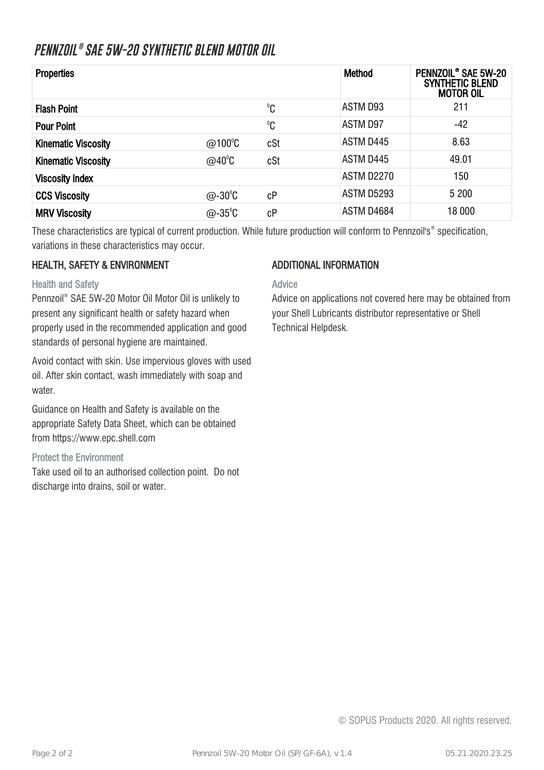# PENNZOIL® SAE 5W-20 SYNTHETIC BLEND MOTOR OIL

| Properties | | | Method | PENNZOIL® SAE 5W-20 SYNTHETIC BLEND MOTOR OIL |
|---|---|---|---|---|
| Flash Point | | °C | ASTM D93 | 211 |
| Pour Point | | °C | ASTM D97 | -42 |
| Kinematic Viscosity | @100°C | cSt | ASTM D445 | 8.63 |
| Kinematic Viscosity | @40°C | cSt | ASTM D445 | 49.01 |
| Viscosity Index | | | ASTM D2270 | 150 |
| CCS Viscosity | @-30°C | cP | ASTM D5293 | 5 200 |
| MRV Viscosity | @-35°C | cP | ASTM D4684 | 18 000 |

These characteristics are typical of current production. While future production will conform to Pennzoil's® specification, variations in these characteristics may occur.

## HEALTH, SAFETY & ENVIRONMENT

### Health and Safety

Pennzoil® SAE 5W-20 Motor Oil Motor Oil is unlikely to present any significant health or safety hazard when properly used in the recommended application and good standards of personal hygiene are maintained.

Avoid contact with skin. Use impervious gloves with used oil. After skin contact, wash immediately with soap and water.

Guidance on Health and Safety is available on the appropriate Safety Data Sheet, which can be obtained from https://www.epc.shell.com

### Protect the Environment

Take used oil to an authorised collection point. Do not discharge into drains, soil or water.

## ADDITIONAL INFORMATION

### Advice

Advice on applications not covered here may be obtained from your Shell Lubricants distributor representative or Shell Technical Helpdesk.

© SOPUS Products 2020. All rights reserved.